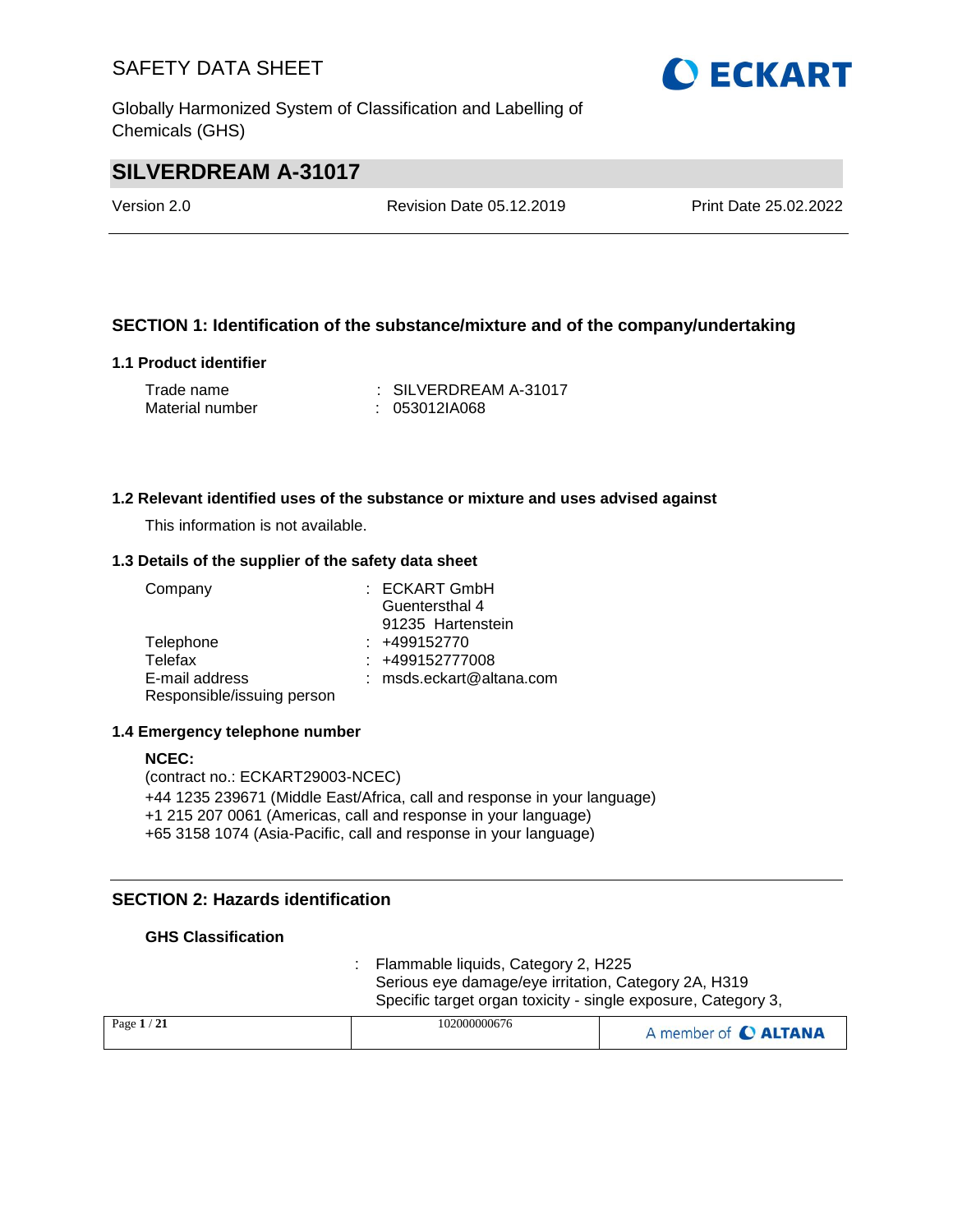# SAFETY DATA SHEET

Globally Harmonized System of Classification and Labelling of Chemicals (GHS)

## SILVERDREAM A-31017

Version 2.0 | Revision Date 05.12.2019 | Print Date 25.02.2022

### SECTION 1: Identification of the substance/mixture and of the company/undertaking

#### 1.1 Product identifier

Trade name : SILVERDREAM A-31017
Material number : 053012IA068

#### 1.2 Relevant identified uses of the substance or mixture and uses advised against

This information is not available.

#### 1.3 Details of the supplier of the safety data sheet

Company : ECKART GmbH
Guentersthal 4
91235 Hartenstein
Telephone : +499152770
Telefax : +499152777008
E-mail address : msds.eckart@altana.com
Responsible/issuing person

#### 1.4 Emergency telephone number

**NCEC:**
(contract no.: ECKART29003-NCEC)
+44 1235 239671 (Middle East/Africa, call and response in your language)
+1 215 207 0061 (Americas, call and response in your language)
+65 3158 1074 (Asia-Pacific, call and response in your language)

### SECTION 2: Hazards identification

**GHS Classification**

: Flammable liquids, Category 2, H225
Serious eye damage/eye irritation, Category 2A, H319
Specific target organ toxicity - single exposure, Category 3,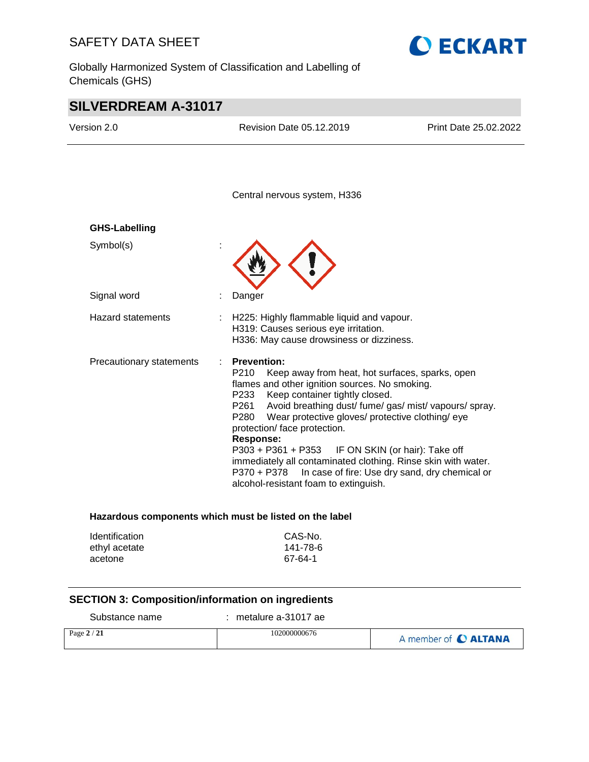Central nervous system, H336

**GHS-Labelling**

Symbol(s) :

Signal word : Danger

Hazard statements : H225: Highly flammable liquid and vapour.
H319: Causes serious eye irritation.
H336: May cause drowsiness or dizziness.

Precautionary statements : **Prevention:**
P210 Keep away from heat, hot surfaces, sparks, open flames and other ignition sources. No smoking.
P233 Keep container tightly closed.
P261 Avoid breathing dust/ fume/ gas/ mist/ vapours/ spray.
P280 Wear protective gloves/ protective clothing/ eye protection/ face protection.
**Response:**
P303 + P361 + P353 IF ON SKIN (or hair): Take off immediately all contaminated clothing. Rinse skin with water.
P370 + P378 In case of fire: Use dry sand, dry chemical or alcohol-resistant foam to extinguish.

**Hazardous components which must be listed on the label**

| Identification | CAS-No. |
| --- | --- |
| ethyl acetate | 141-78-6 |
| acetone | 67-64-1 |

## SECTION 3: Composition/information on ingredients

Substance name : metalure a-31017 ae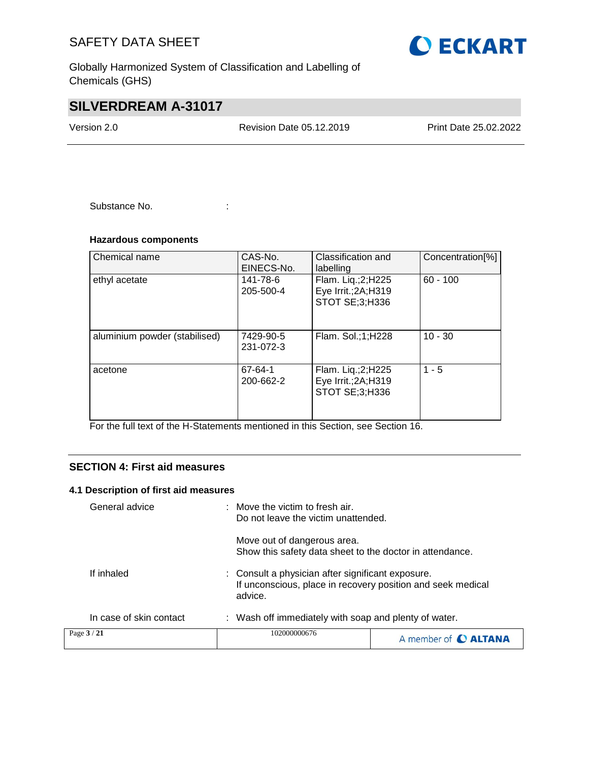Substance No. :

**Hazardous components**

| Chemical name | CAS-No.<br>EINECS-No. | Classification and labelling | Concentration[%] |
|---|---|---|---|
| ethyl acetate | 141-78-6<br>205-500-4 | Flam. Liq.;2;H225<br>Eye Irrit.;2A;H319<br>STOT SE;3;H336 | 60 - 100 |
| aluminium powder (stabilised) | 7429-90-5<br>231-072-3 | Flam. Sol.;1;H228 | 10 - 30 |
| acetone | 67-64-1<br>200-662-2 | Flam. Liq.;2;H225<br>Eye Irrit.;2A;H319<br>STOT SE;3;H336 | 1 - 5 |

For the full text of the H-Statements mentioned in this Section, see Section 16.

## SECTION 4: First aid measures

### 4.1 Description of first aid measures

General advice : Move the victim to fresh air.
Do not leave the victim unattended.

Move out of dangerous area.
Show this safety data sheet to the doctor in attendance.

If inhaled : Consult a physician after significant exposure.
If unconscious, place in recovery position and seek medical advice.

In case of skin contact : Wash off immediately with soap and plenty of water.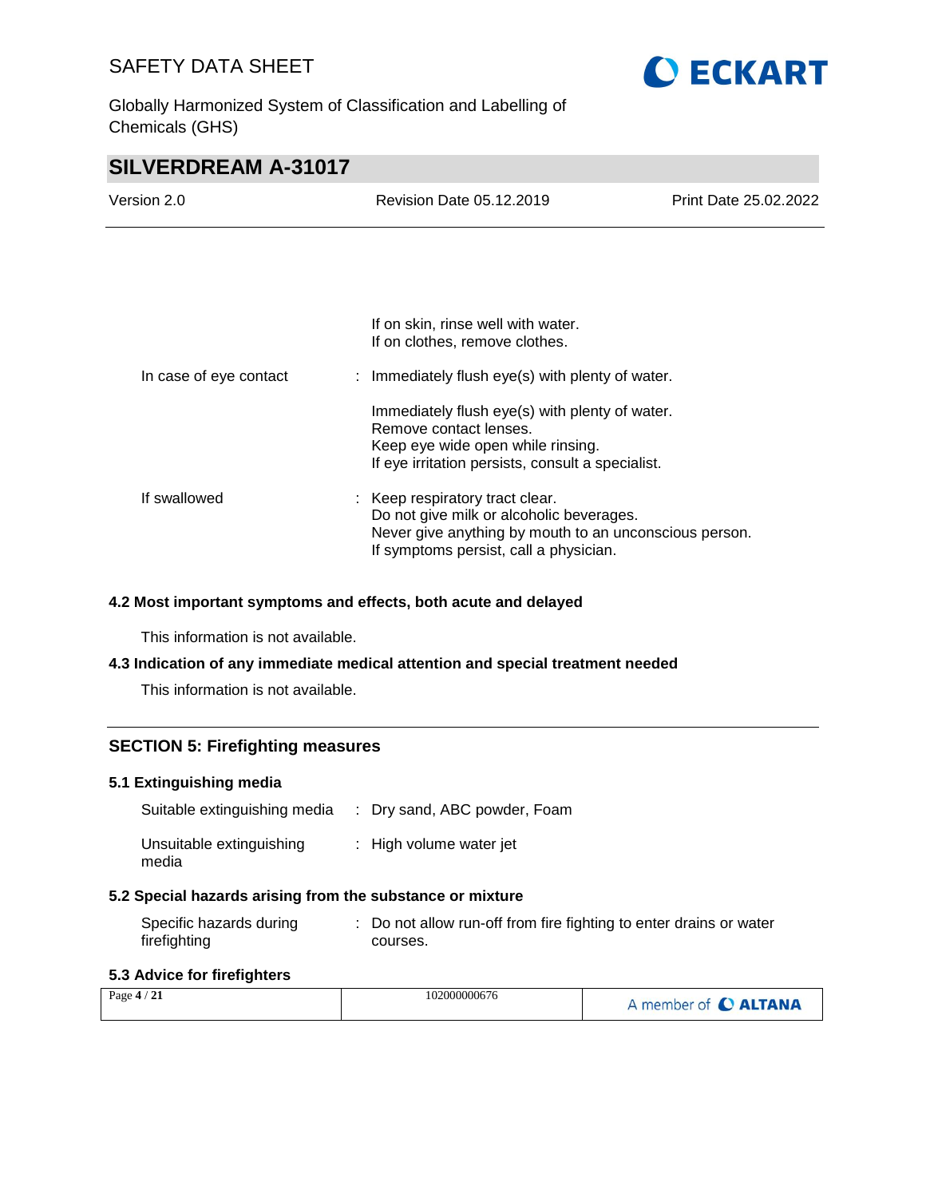| | | |
|---|---|---|
| | | If on skin, rinse well with water.<br>If on clothes, remove clothes. |
| In case of eye contact | : | Immediately flush eye(s) with plenty of water.<br><br>Immediately flush eye(s) with plenty of water.<br>Remove contact lenses.<br>Keep eye wide open while rinsing.<br>If eye irritation persists, consult a specialist. |
| If swallowed | : | Keep respiratory tract clear.<br>Do not give milk or alcoholic beverages.<br>Never give anything by mouth to an unconscious person.<br>If symptoms persist, call a physician. |

### 4.2 Most important symptoms and effects, both acute and delayed

This information is not available.

### 4.3 Indication of any immediate medical attention and special treatment needed

This information is not available.

## SECTION 5: Firefighting measures

### 5.1 Extinguishing media

| | | |
|---|---|---|
| Suitable extinguishing media | : | Dry sand, ABC powder, Foam |
| Unsuitable extinguishing media | : | High volume water jet |

### 5.2 Special hazards arising from the substance or mixture

| | | |
|---|---|---|
| Specific hazards during firefighting | : | Do not allow run-off from fire fighting to enter drains or water courses. |

### 5.3 Advice for firefighters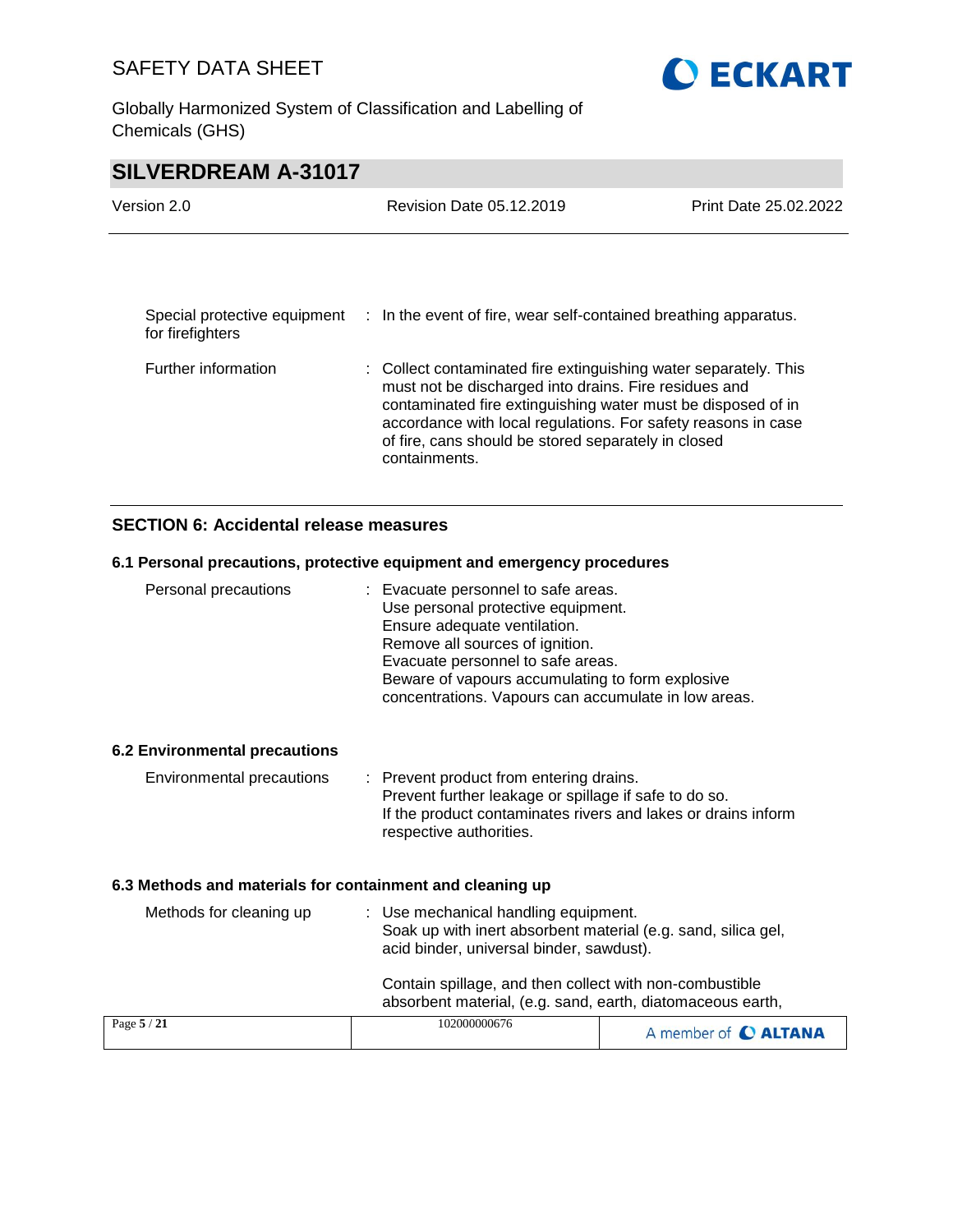| | |
|---|---|
| Special protective equipment for firefighters | : In the event of fire, wear self-contained breathing apparatus. |
| Further information | : Collect contaminated fire extinguishing water separately. This must not be discharged into drains. Fire residues and contaminated fire extinguishing water must be disposed of in accordance with local regulations. For safety reasons in case of fire, cans should be stored separately in closed containments. |

## SECTION 6: Accidental release measures

### 6.1 Personal precautions, protective equipment and emergency procedures

| | |
|---|---|
| Personal precautions | : Evacuate personnel to safe areas.<br>Use personal protective equipment.<br>Ensure adequate ventilation.<br>Remove all sources of ignition.<br>Evacuate personnel to safe areas.<br>Beware of vapours accumulating to form explosive concentrations. Vapours can accumulate in low areas. |

### 6.2 Environmental precautions

| | |
|---|---|
| Environmental precautions | : Prevent product from entering drains.<br>Prevent further leakage or spillage if safe to do so.<br>If the product contaminates rivers and lakes or drains inform respective authorities. |

### 6.3 Methods and materials for containment and cleaning up

| | |
|---|---|
| Methods for cleaning up | : Use mechanical handling equipment.<br>Soak up with inert absorbent material (e.g. sand, silica gel, acid binder, universal binder, sawdust).<br><br>Contain spillage, and then collect with non-combustible absorbent material, (e.g. sand, earth, diatomaceous earth, |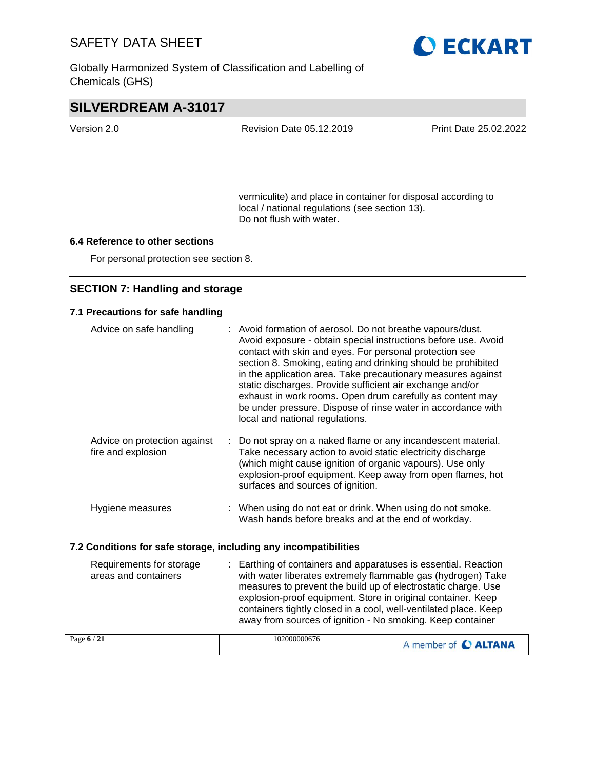vermiculite) and place in container for disposal according to local / national regulations (see section 13).
Do not flush with water.

**6.4 Reference to other sections**

For personal protection see section 8.

## SECTION 7: Handling and storage

**7.1 Precautions for safe handling**

| | |
|---|---|
| Advice on safe handling | : Avoid formation of aerosol. Do not breathe vapours/dust. Avoid exposure - obtain special instructions before use. Avoid contact with skin and eyes. For personal protection see section 8. Smoking, eating and drinking should be prohibited in the application area. Take precautionary measures against static discharges. Provide sufficient air exchange and/or exhaust in work rooms. Open drum carefully as content may be under pressure. Dispose of rinse water in accordance with local and national regulations. |
| Advice on protection against fire and explosion | : Do not spray on a naked flame or any incandescent material. Take necessary action to avoid static electricity discharge (which might cause ignition of organic vapours). Use only explosion-proof equipment. Keep away from open flames, hot surfaces and sources of ignition. |
| Hygiene measures | : When using do not eat or drink. When using do not smoke. Wash hands before breaks and at the end of workday. |

**7.2 Conditions for safe storage, including any incompatibilities**

| | |
|---|---|
| Requirements for storage areas and containers | : Earthing of containers and apparatuses is essential. Reaction with water liberates extremely flammable gas (hydrogen) Take measures to prevent the build up of electrostatic charge. Use explosion-proof equipment. Store in original container. Keep containers tightly closed in a cool, well-ventilated place. Keep away from sources of ignition - No smoking. Keep container |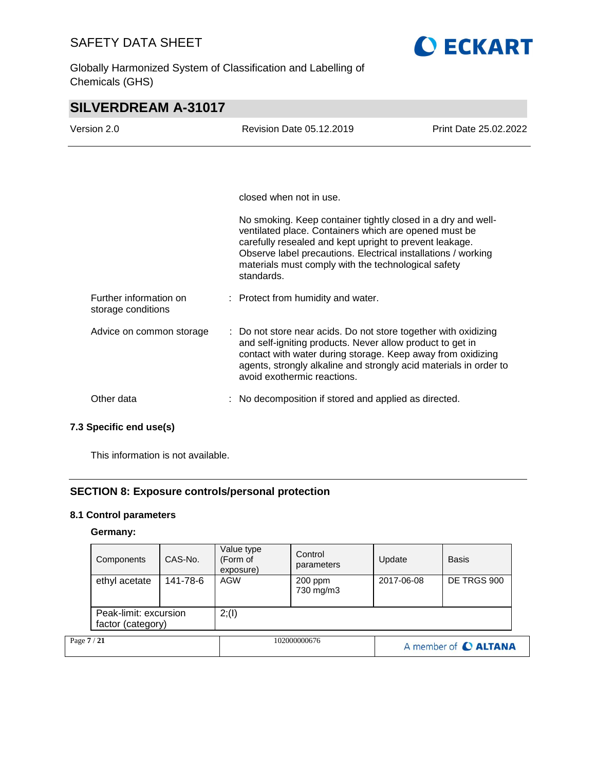closed when not in use.

No smoking. Keep container tightly closed in a dry and well-ventilated place. Containers which are opened must be carefully resealed and kept upright to prevent leakage. Observe label precautions. Electrical installations / working materials must comply with the technological safety standards.

Further information on storage conditions : Protect from humidity and water.

Advice on common storage : Do not store near acids. Do not store together with oxidizing and self-igniting products. Never allow product to get in contact with water during storage. Keep away from oxidizing agents, strongly alkaline and strongly acid materials in order to avoid exothermic reactions.

Other data : No decomposition if stored and applied as directed.

### 7.3 Specific end use(s)

This information is not available.

## SECTION 8: Exposure controls/personal protection

### 8.1 Control parameters

**Germany:**

| Components | CAS-No. | Value type (Form of exposure) | Control parameters | Update | Basis |
|---|---|---|---|---|---|
| ethyl acetate | 141-78-6 | AGW | 200 ppm<br>730 mg/m3 | 2017-06-08 | DE TRGS 900 |
| Peak-limit: excursion factor (category) | | 2;(I) | | | |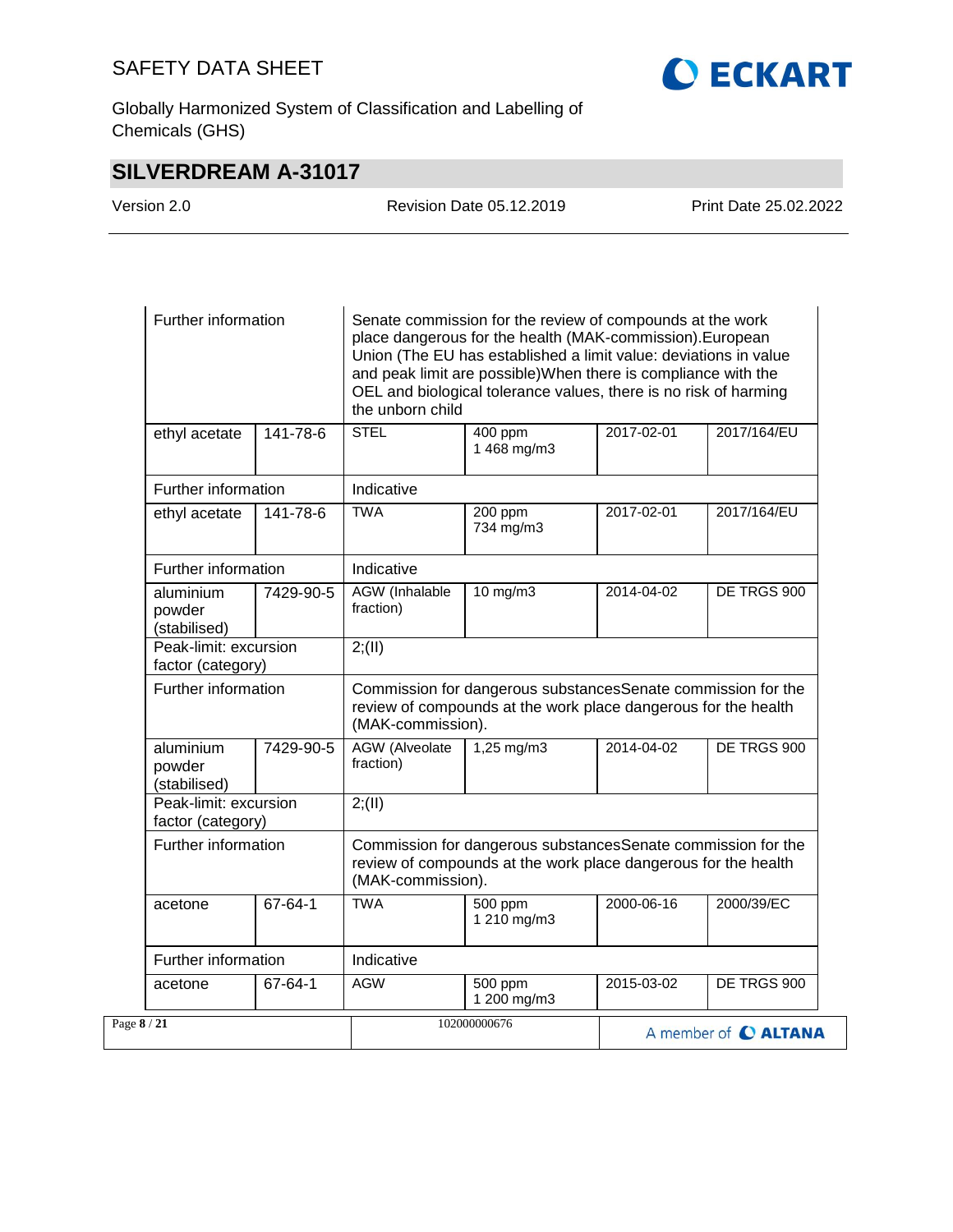| | | | | | |
|---|---|---|---|---|---|
| Further information | | Senate commission for the review of compounds at the work place dangerous for the health (MAK-commission).European Union (The EU has established a limit value: deviations in value and peak limit are possible)When there is compliance with the OEL and biological tolerance values, there is no risk of harming the unborn child | | | |
| ethyl acetate | 141-78-6 | STEL | 400 ppm<br>1 468 mg/m3 | 2017-02-01 | 2017/164/EU |
| Further information | | Indicative | | | |
| ethyl acetate | 141-78-6 | TWA | 200 ppm<br>734 mg/m3 | 2017-02-01 | 2017/164/EU |
| Further information | | Indicative | | | |
| aluminium powder (stabilised) | 7429-90-5 | AGW (Inhalable fraction) | 10 mg/m3 | 2014-04-02 | DE TRGS 900 |
| Peak-limit: excursion factor (category) | | 2;(II) | | | |
| Further information | | Commission for dangerous substancesSenate commission for the review of compounds at the work place dangerous for the health (MAK-commission). | | | |
| aluminium powder (stabilised) | 7429-90-5 | AGW (Alveolate fraction) | 1,25 mg/m3 | 2014-04-02 | DE TRGS 900 |
| Peak-limit: excursion factor (category) | | 2;(II) | | | |
| Further information | | Commission for dangerous substancesSenate commission for the review of compounds at the work place dangerous for the health (MAK-commission). | | | |
| acetone | 67-64-1 | TWA | 500 ppm<br>1 210 mg/m3 | 2000-06-16 | 2000/39/EC |
| Further information | | Indicative | | | |
| acetone | 67-64-1 | AGW | 500 ppm<br>1 200 mg/m3 | 2015-03-02 | DE TRGS 900 |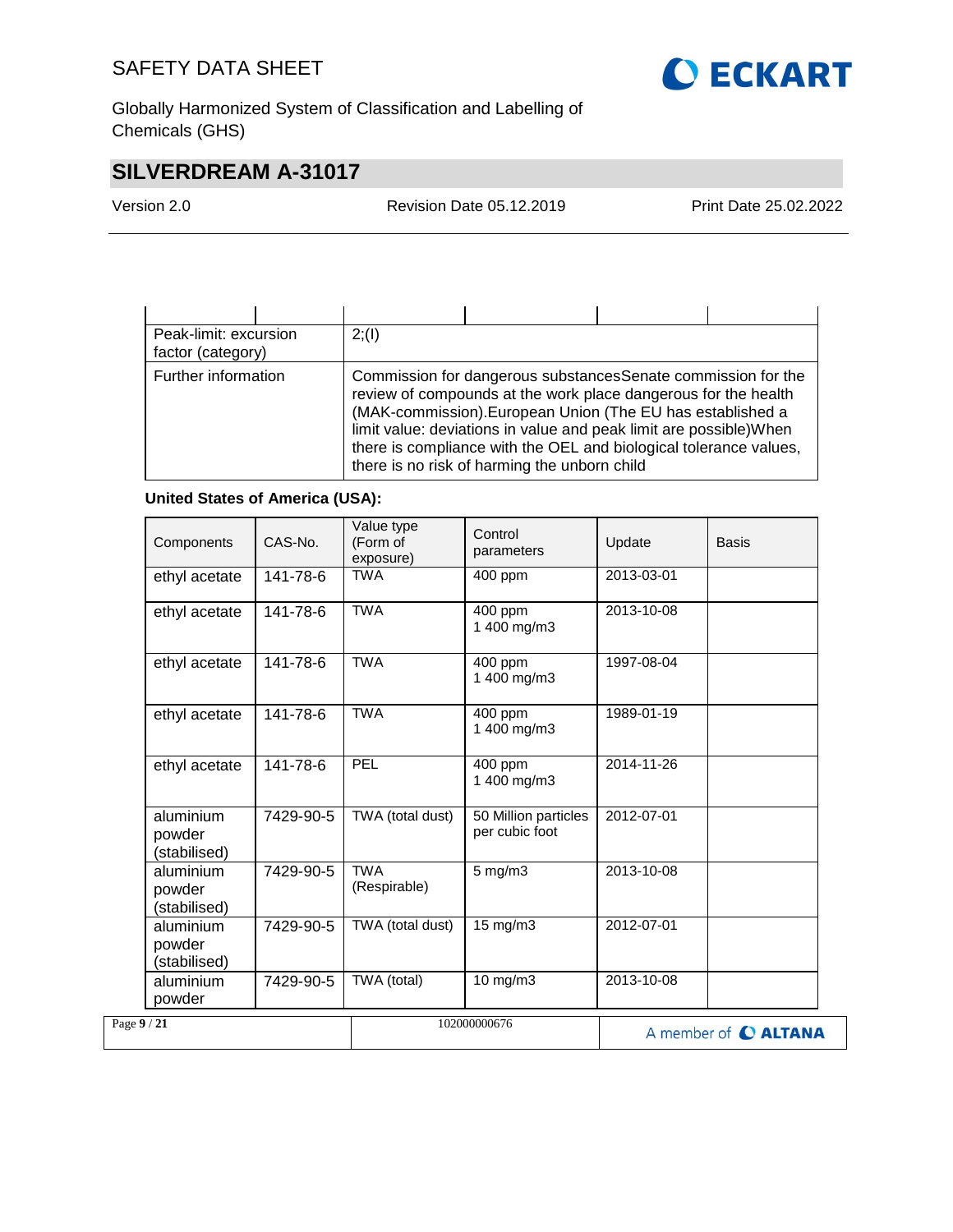| | | | | | |
|---|---|---|---|---|---|
| Peak-limit: excursion factor (category) | 2;(I) | | | | |
| Further information | Commission for dangerous substancesSenate commission for the review of compounds at the work place dangerous for the health (MAK-commission).European Union (The EU has established a limit value: deviations in value and peak limit are possible)When there is compliance with the OEL and biological tolerance values, there is no risk of harming the unborn child | | | | |

**United States of America (USA):**

| Components | CAS-No. | Value type (Form of exposure) | Control parameters | Update | Basis |
|---|---|---|---|---|---|
| ethyl acetate | 141-78-6 | TWA | 400 ppm | 2013-03-01 | |
| ethyl acetate | 141-78-6 | TWA | 400 ppm<br>1 400 mg/m3 | 2013-10-08 | |
| ethyl acetate | 141-78-6 | TWA | 400 ppm<br>1 400 mg/m3 | 1997-08-04 | |
| ethyl acetate | 141-78-6 | TWA | 400 ppm<br>1 400 mg/m3 | 1989-01-19 | |
| ethyl acetate | 141-78-6 | PEL | 400 ppm<br>1 400 mg/m3 | 2014-11-26 | |
| aluminium powder (stabilised) | 7429-90-5 | TWA (total dust) | 50 Million particles per cubic foot | 2012-07-01 | |
| aluminium powder (stabilised) | 7429-90-5 | TWA (Respirable) | 5 mg/m3 | 2013-10-08 | |
| aluminium powder (stabilised) | 7429-90-5 | TWA (total dust) | 15 mg/m3 | 2012-07-01 | |
| aluminium powder | 7429-90-5 | TWA (total) | 10 mg/m3 | 2013-10-08 | |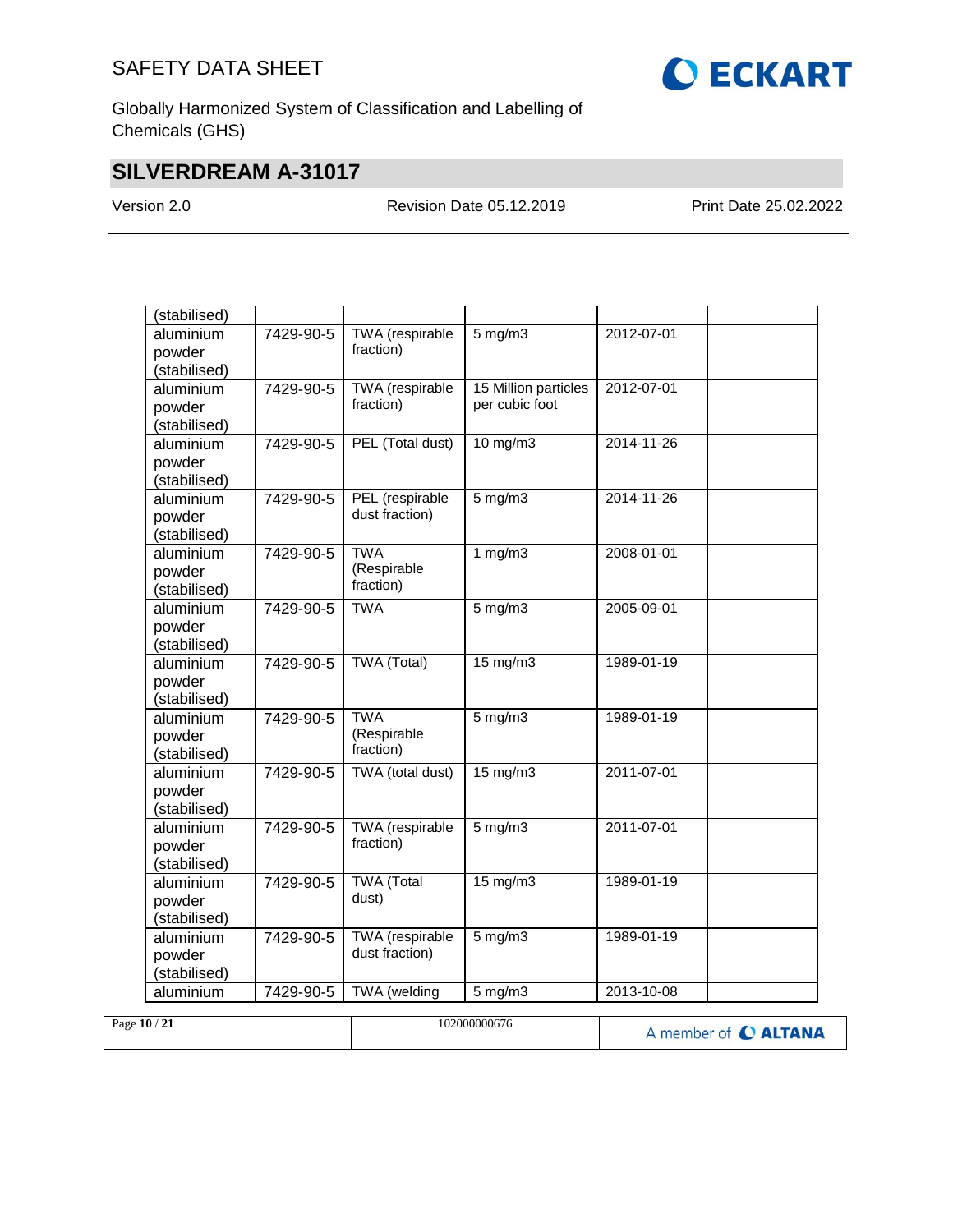| | | | | | |
|---|---|---|---|---|---|
| (stabilised) | | | | | |
| aluminium powder (stabilised) | 7429-90-5 | TWA (respirable fraction) | 5 mg/m3 | 2012-07-01 | |
| aluminium powder (stabilised) | 7429-90-5 | TWA (respirable fraction) | 15 Million particles per cubic foot | 2012-07-01 | |
| aluminium powder (stabilised) | 7429-90-5 | PEL (Total dust) | 10 mg/m3 | 2014-11-26 | |
| aluminium powder (stabilised) | 7429-90-5 | PEL (respirable dust fraction) | 5 mg/m3 | 2014-11-26 | |
| aluminium powder (stabilised) | 7429-90-5 | TWA (Respirable fraction) | 1 mg/m3 | 2008-01-01 | |
| aluminium powder (stabilised) | 7429-90-5 | TWA | 5 mg/m3 | 2005-09-01 | |
| aluminium powder (stabilised) | 7429-90-5 | TWA (Total) | 15 mg/m3 | 1989-01-19 | |
| aluminium powder (stabilised) | 7429-90-5 | TWA (Respirable fraction) | 5 mg/m3 | 1989-01-19 | |
| aluminium powder (stabilised) | 7429-90-5 | TWA (total dust) | 15 mg/m3 | 2011-07-01 | |
| aluminium powder (stabilised) | 7429-90-5 | TWA (respirable fraction) | 5 mg/m3 | 2011-07-01 | |
| aluminium powder (stabilised) | 7429-90-5 | TWA (Total dust) | 15 mg/m3 | 1989-01-19 | |
| aluminium powder (stabilised) | 7429-90-5 | TWA (respirable dust fraction) | 5 mg/m3 | 1989-01-19 | |
| aluminium | 7429-90-5 | TWA (welding | 5 mg/m3 | 2013-10-08 | |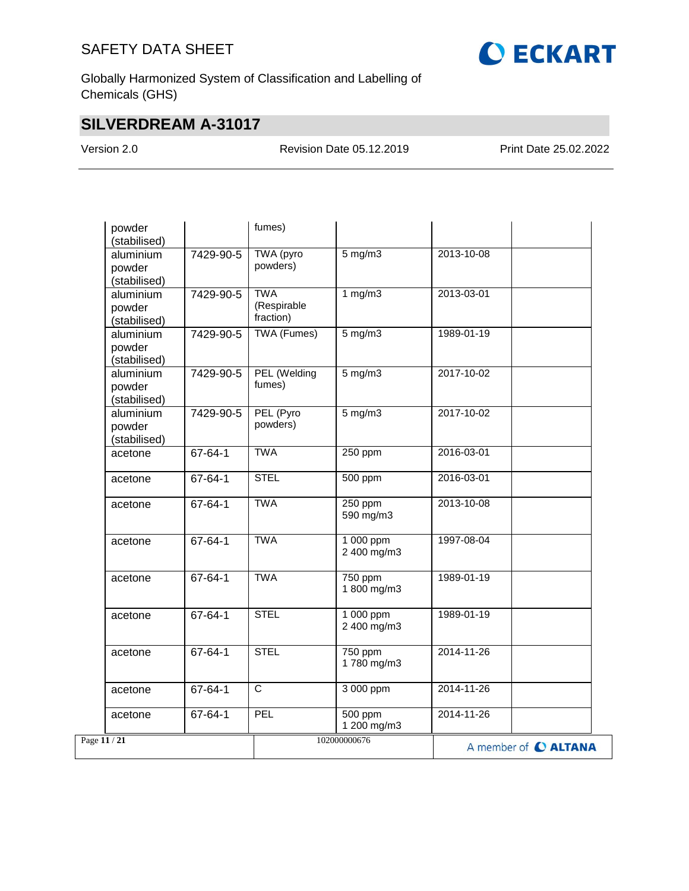| | | | | | |
|---|---|---|---|---|---|
| powder (stabilised) | | fumes) | | | |
| aluminium powder (stabilised) | 7429-90-5 | TWA (pyro powders) | 5 mg/m3 | 2013-10-08 | |
| aluminium powder (stabilised) | 7429-90-5 | TWA (Respirable fraction) | 1 mg/m3 | 2013-03-01 | |
| aluminium powder (stabilised) | 7429-90-5 | TWA (Fumes) | 5 mg/m3 | 1989-01-19 | |
| aluminium powder (stabilised) | 7429-90-5 | PEL (Welding fumes) | 5 mg/m3 | 2017-10-02 | |
| aluminium powder (stabilised) | 7429-90-5 | PEL (Pyro powders) | 5 mg/m3 | 2017-10-02 | |
| acetone | 67-64-1 | TWA | 250 ppm | 2016-03-01 | |
| acetone | 67-64-1 | STEL | 500 ppm | 2016-03-01 | |
| acetone | 67-64-1 | TWA | 250 ppm<br>590 mg/m3 | 2013-10-08 | |
| acetone | 67-64-1 | TWA | 1 000 ppm<br>2 400 mg/m3 | 1997-08-04 | |
| acetone | 67-64-1 | TWA | 750 ppm<br>1 800 mg/m3 | 1989-01-19 | |
| acetone | 67-64-1 | STEL | 1 000 ppm<br>2 400 mg/m3 | 1989-01-19 | |
| acetone | 67-64-1 | STEL | 750 ppm<br>1 780 mg/m3 | 2014-11-26 | |
| acetone | 67-64-1 | C | 3 000 ppm | 2014-11-26 | |
| acetone | 67-64-1 | PEL | 500 ppm<br>1 200 mg/m3 | 2014-11-26 | |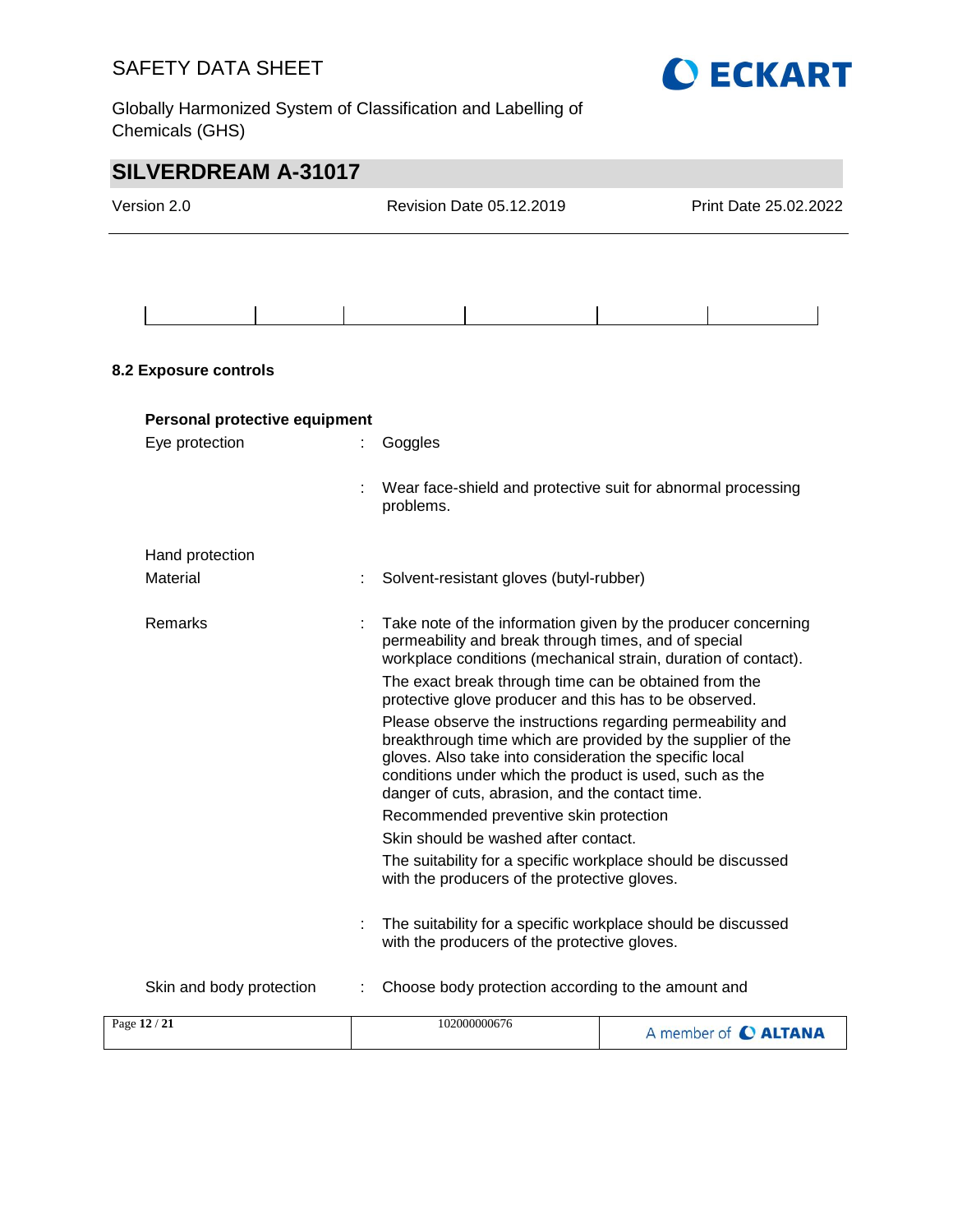| | | | | | |
|---|---|---|---|---|---|
| | | | | | |

### 8.2 Exposure controls

**Personal protective equipment**

Eye protection : Goggles

: Wear face-shield and protective suit for abnormal processing problems.

Hand protection

Material : Solvent-resistant gloves (butyl-rubber)

Remarks : Take note of the information given by the producer concerning permeability and break through times, and of special workplace conditions (mechanical strain, duration of contact).

The exact break through time can be obtained from the protective glove producer and this has to be observed.

Please observe the instructions regarding permeability and breakthrough time which are provided by the supplier of the gloves. Also take into consideration the specific local conditions under which the product is used, such as the danger of cuts, abrasion, and the contact time.

Recommended preventive skin protection

Skin should be washed after contact.

The suitability for a specific workplace should be discussed with the producers of the protective gloves.

: The suitability for a specific workplace should be discussed with the producers of the protective gloves.

Skin and body protection : Choose body protection according to the amount and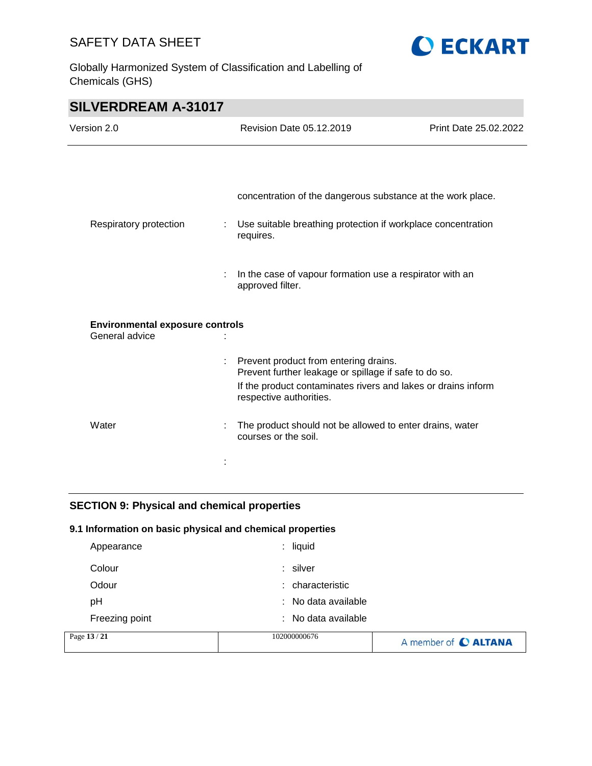concentration of the dangerous substance at the work place.

| | | |
|---|---|---|
| Respiratory protection | : | Use suitable breathing protection if workplace concentration requires. |
| | : | In the case of vapour formation use a respirator with an approved filter. |

**Environmental exposure controls**

| | | |
|---|---|---|
| General advice | : | |
| | : | Prevent product from entering drains.<br>Prevent further leakage or spillage if safe to do so.<br>If the product contaminates rivers and lakes or drains inform respective authorities. |
| Water | : | The product should not be allowed to enter drains, water courses or the soil. |
| | : | |

## SECTION 9: Physical and chemical properties

### 9.1 Information on basic physical and chemical properties

| | | |
|---|---|---|
| Appearance | : | liquid |
| Colour | : | silver |
| Odour | : | characteristic |
| pH | : | No data available |
| Freezing point | : | No data available |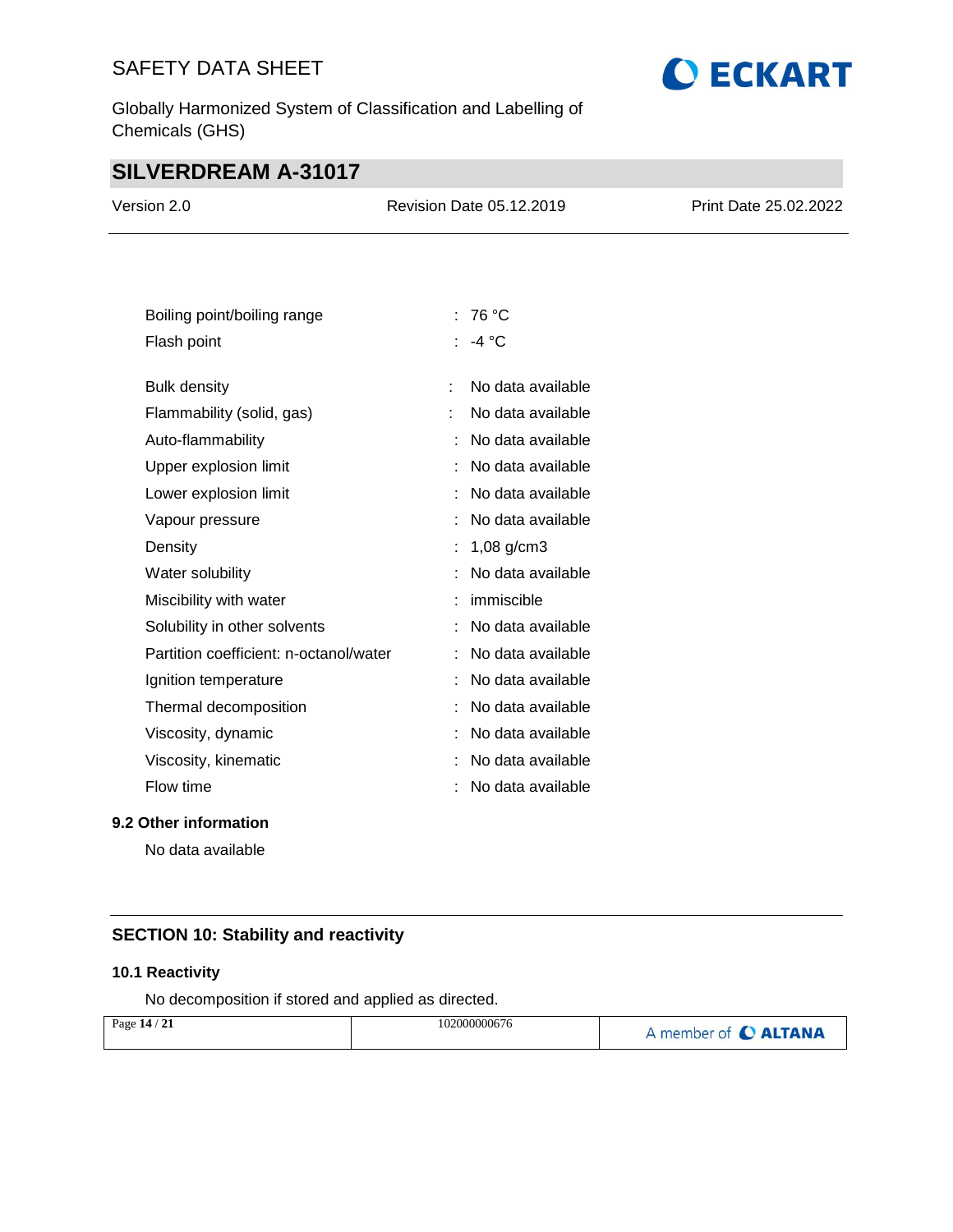| | | |
|---|---|---|
| Boiling point/boiling range | : | 76 °C |
| Flash point | : | -4 °C |
| Bulk density | : | No data available |
| Flammability (solid, gas) | : | No data available |
| Auto-flammability | : | No data available |
| Upper explosion limit | : | No data available |
| Lower explosion limit | : | No data available |
| Vapour pressure | : | No data available |
| Density | : | 1,08 g/cm3 |
| Water solubility | : | No data available |
| Miscibility with water | : | immiscible |
| Solubility in other solvents | : | No data available |
| Partition coefficient: n-octanol/water | : | No data available |
| Ignition temperature | : | No data available |
| Thermal decomposition | : | No data available |
| Viscosity, dynamic | : | No data available |
| Viscosity, kinematic | : | No data available |
| Flow time | : | No data available |

### 9.2 Other information

No data available

## SECTION 10: Stability and reactivity

### 10.1 Reactivity

No decomposition if stored and applied as directed.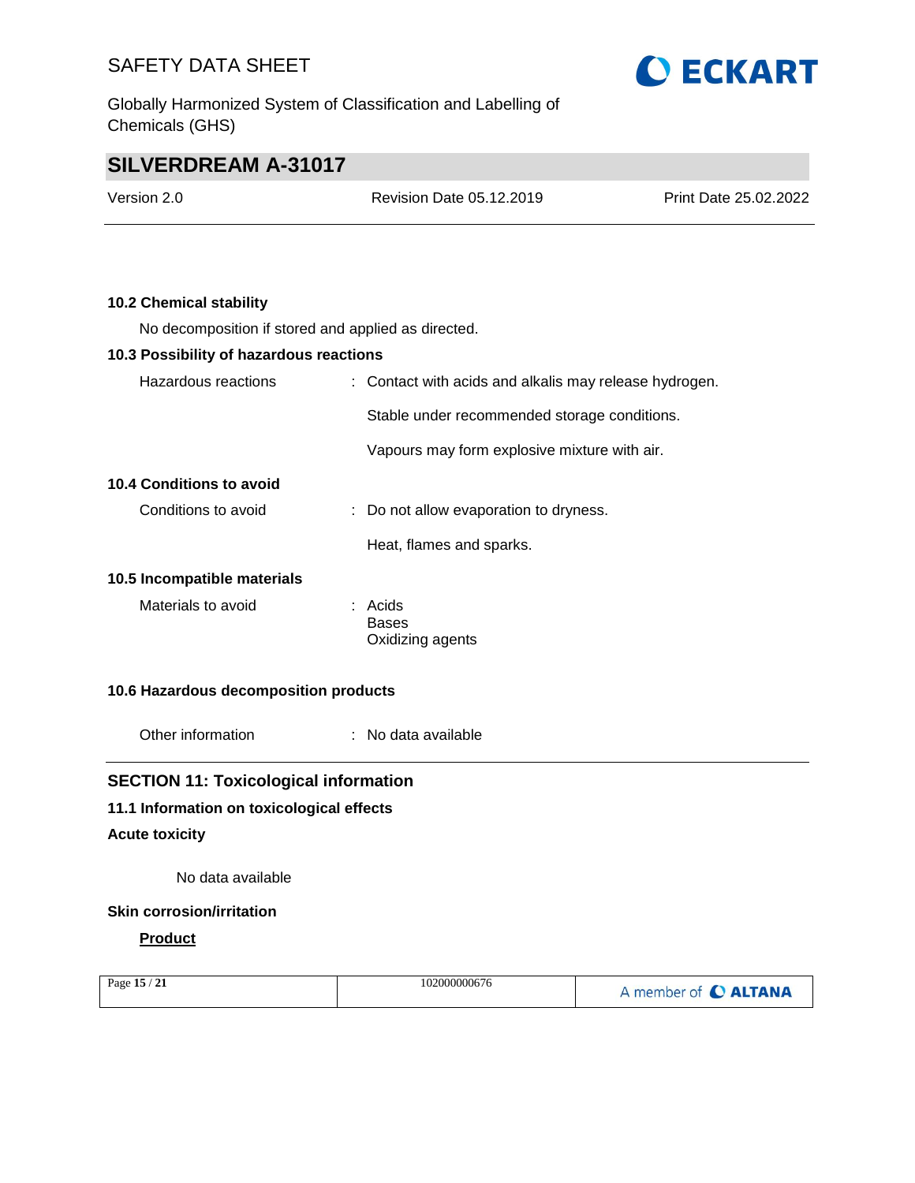### 10.2 Chemical stability

No decomposition if stored and applied as directed.

### 10.3 Possibility of hazardous reactions

Hazardous reactions : Contact with acids and alkalis may release hydrogen.

Stable under recommended storage conditions.

Vapours may form explosive mixture with air.

### 10.4 Conditions to avoid

Conditions to avoid : Do not allow evaporation to dryness.

Heat, flames and sparks.

### 10.5 Incompatible materials

Materials to avoid : Acids
Bases
Oxidizing agents

### 10.6 Hazardous decomposition products

Other information : No data available

## SECTION 11: Toxicological information

### 11.1 Information on toxicological effects

**Acute toxicity**

No data available

**Skin corrosion/irritation**

**Product**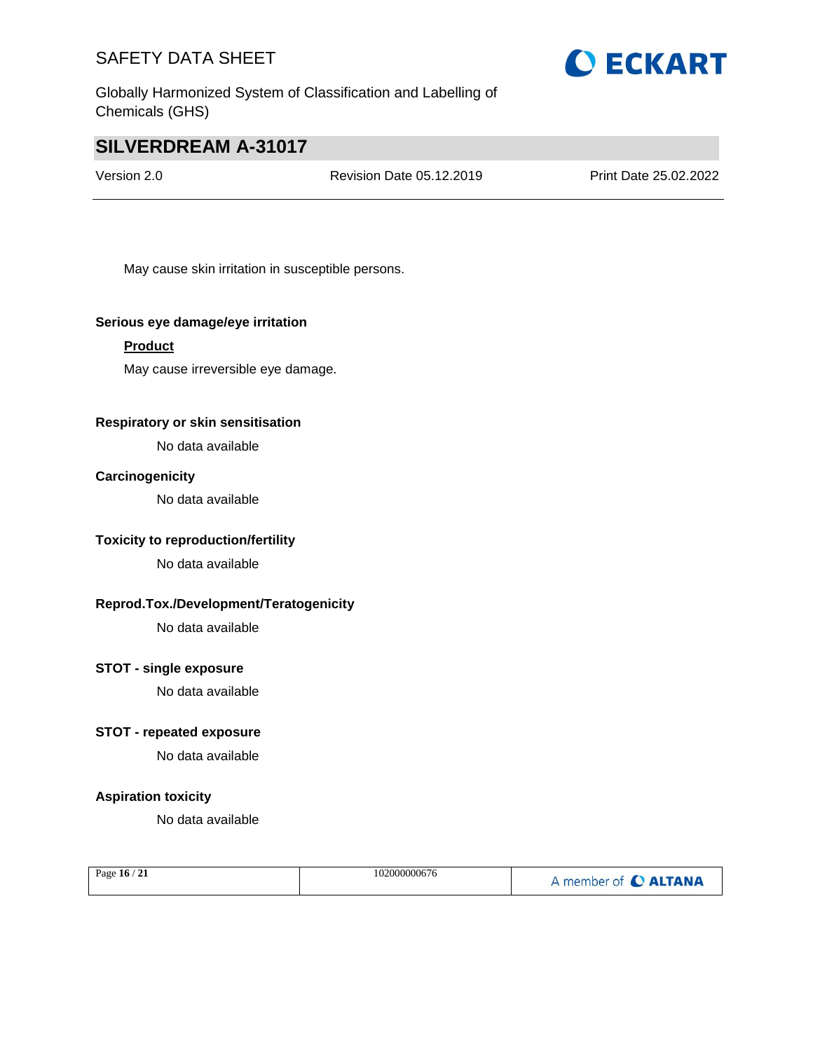May cause skin irritation in susceptible persons.

**Serious eye damage/eye irritation**

**Product**

May cause irreversible eye damage.

**Respiratory or skin sensitisation**

No data available

**Carcinogenicity**

No data available

**Toxicity to reproduction/fertility**

No data available

**Reprod.Tox./Development/Teratogenicity**

No data available

**STOT - single exposure**

No data available

**STOT - repeated exposure**

No data available

**Aspiration toxicity**

No data available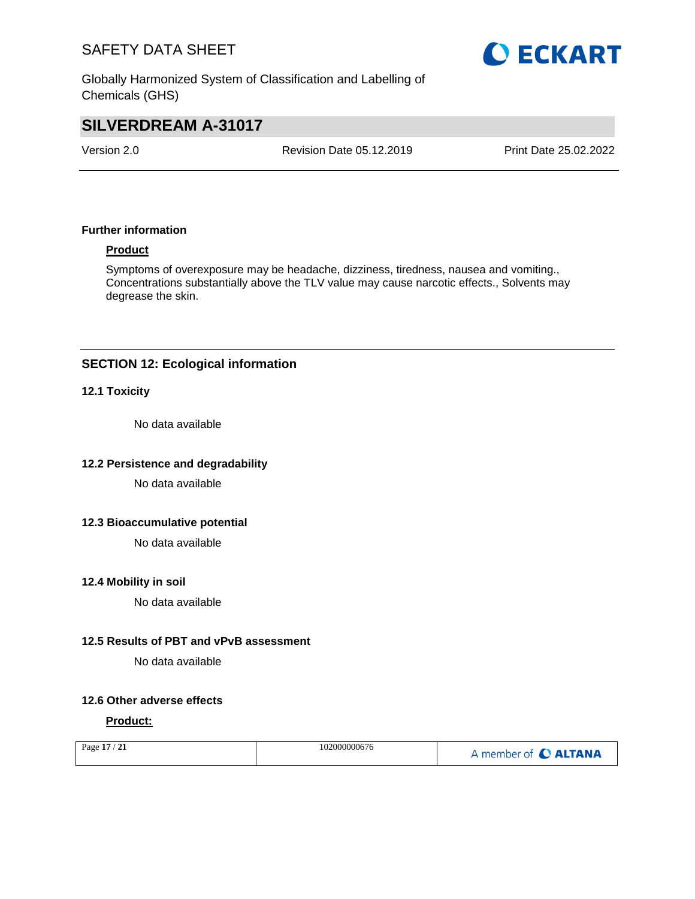**Further information**

**Product**

Symptoms of overexposure may be headache, dizziness, tiredness, nausea and vomiting., Concentrations substantially above the TLV value may cause narcotic effects., Solvents may degrease the skin.

## SECTION 12: Ecological information

### 12.1 Toxicity

No data available

### 12.2 Persistence and degradability

No data available

### 12.3 Bioaccumulative potential

No data available

### 12.4 Mobility in soil

No data available

### 12.5 Results of PBT and vPvB assessment

No data available

### 12.6 Other adverse effects

**Product:**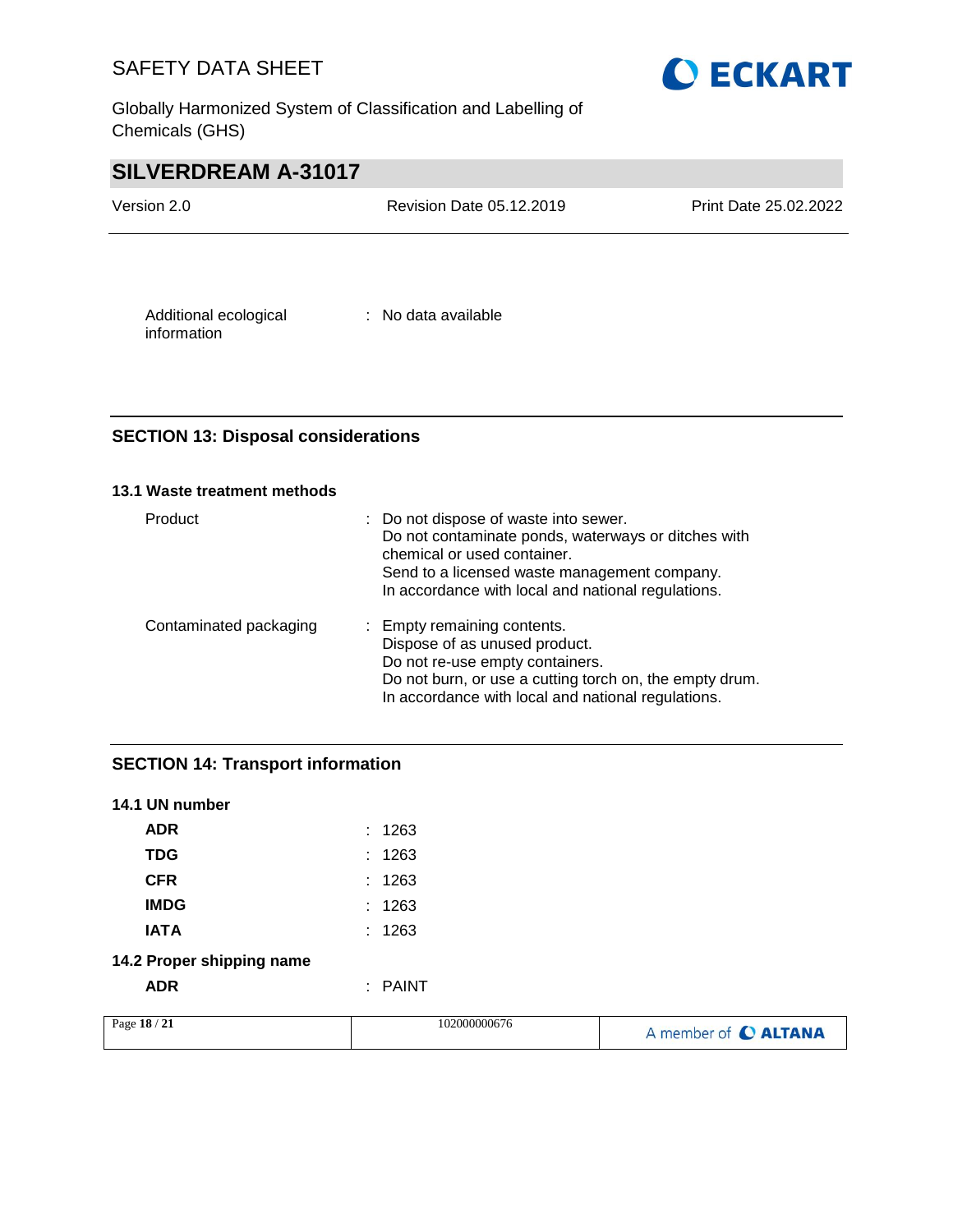Additional ecological information : No data available

## SECTION 13: Disposal considerations

### 13.1 Waste treatment methods

| | |
|---|---|
| Product | : Do not dispose of waste into sewer.<br>Do not contaminate ponds, waterways or ditches with chemical or used container.<br>Send to a licensed waste management company.<br>In accordance with local and national regulations. |
| Contaminated packaging | : Empty remaining contents.<br>Dispose of as unused product.<br>Do not re-use empty containers.<br>Do not burn, or use a cutting torch on, the empty drum.<br>In accordance with local and national regulations. |

## SECTION 14: Transport information

### 14.1 UN number

| | |
|---|---|
| **ADR** | : 1263 |
| **TDG** | : 1263 |
| **CFR** | : 1263 |
| **IMDG** | : 1263 |
| **IATA** | : 1263 |

### 14.2 Proper shipping name

| | |
|---|---|
| **ADR** | : PAINT |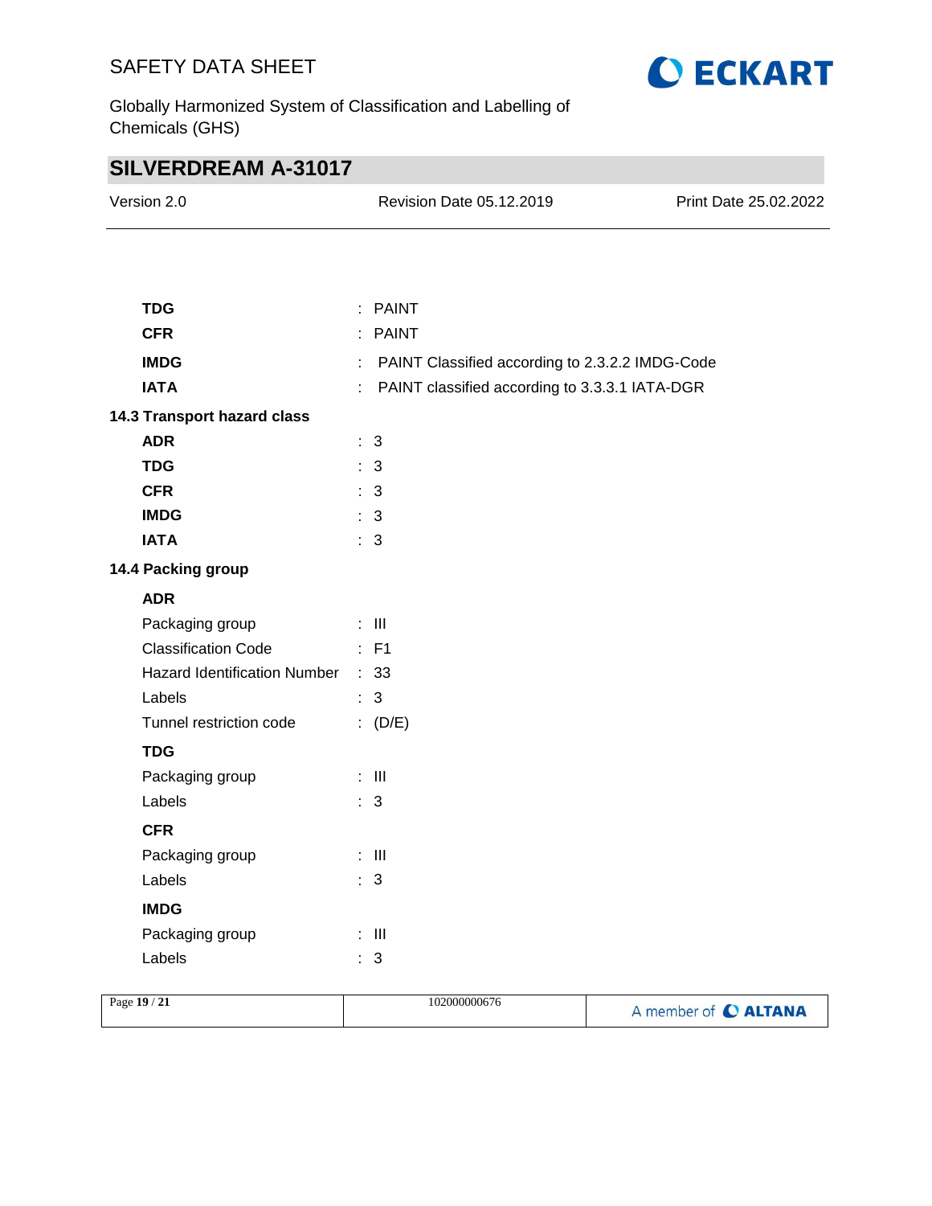| | | |
|---|---|---|
| **TDG** | : | PAINT |
| **CFR** | : | PAINT |
| **IMDG** | : | PAINT Classified according to 2.3.2.2 IMDG-Code |
| **IATA** | : | PAINT classified according to 3.3.3.1 IATA-DGR |

**14.3 Transport hazard class**

| | | |
|---|---|---|
| **ADR** | : | 3 |
| **TDG** | : | 3 |
| **CFR** | : | 3 |
| **IMDG** | : | 3 |
| **IATA** | : | 3 |

**14.4 Packing group**

**ADR**

| | | |
|---|---|---|
| Packaging group | : | III |
| Classification Code | : | F1 |
| Hazard Identification Number | : | 33 |
| Labels | : | 3 |
| Tunnel restriction code | : | (D/E) |

**TDG**

| | | |
|---|---|---|
| Packaging group | : | III |
| Labels | : | 3 |

**CFR**

| | | |
|---|---|---|
| Packaging group | : | III |
| Labels | : | 3 |

**IMDG**

| | | |
|---|---|---|
| Packaging group | : | III |
| Labels | : | 3 |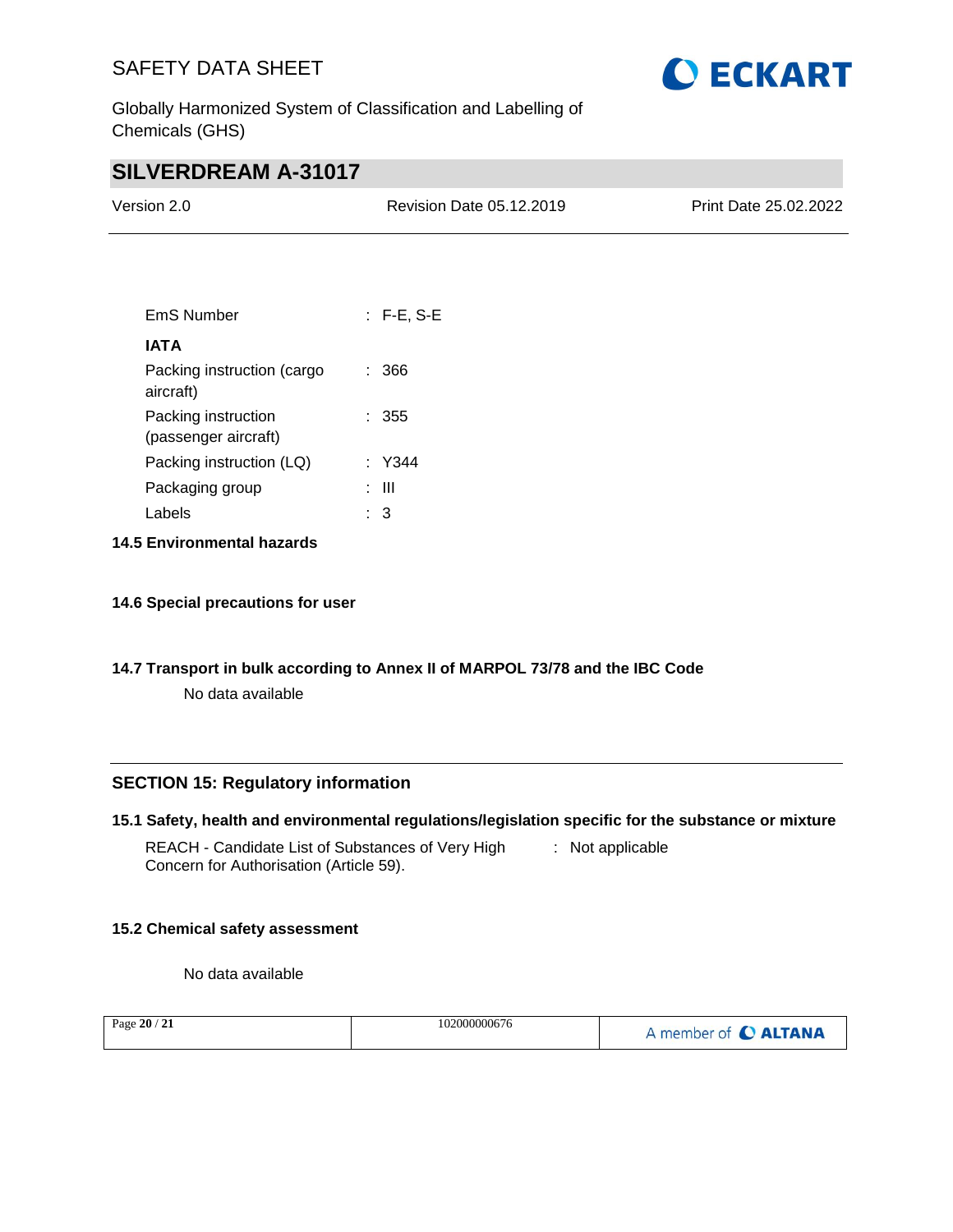EmS Number : F-E, S-E

**IATA**

Packing instruction (cargo aircraft) : 366

Packing instruction (passenger aircraft) : 355

Packing instruction (LQ) : Y344

Packaging group : III

Labels : 3

### 14.5 Environmental hazards

### 14.6 Special precautions for user

### 14.7 Transport in bulk according to Annex II of MARPOL 73/78 and the IBC Code

No data available

## SECTION 15: Regulatory information

### 15.1 Safety, health and environmental regulations/legislation specific for the substance or mixture

REACH - Candidate List of Substances of Very High Concern for Authorisation (Article 59). : Not applicable

### 15.2 Chemical safety assessment

No data available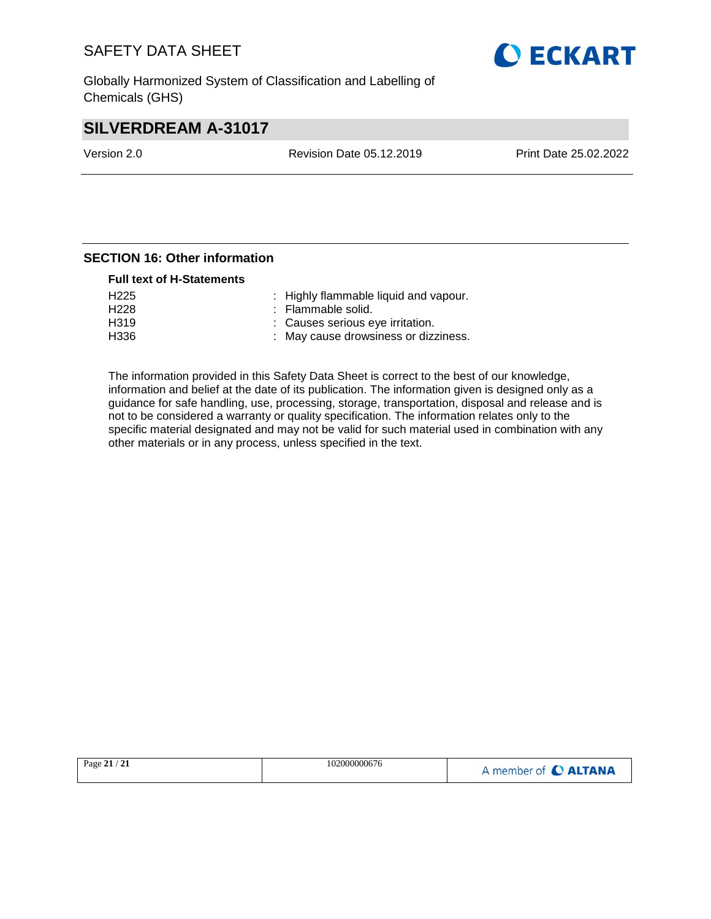## SECTION 16: Other information

**Full text of H-Statements**

| | |
|---|---|
| H225 | : Highly flammable liquid and vapour. |
| H228 | : Flammable solid. |
| H319 | : Causes serious eye irritation. |
| H336 | : May cause drowsiness or dizziness. |

The information provided in this Safety Data Sheet is correct to the best of our knowledge, information and belief at the date of its publication. The information given is designed only as a guidance for safe handling, use, processing, storage, transportation, disposal and release and is not to be considered a warranty or quality specification. The information relates only to the specific material designated and may not be valid for such material used in combination with any other materials or in any process, unless specified in the text.